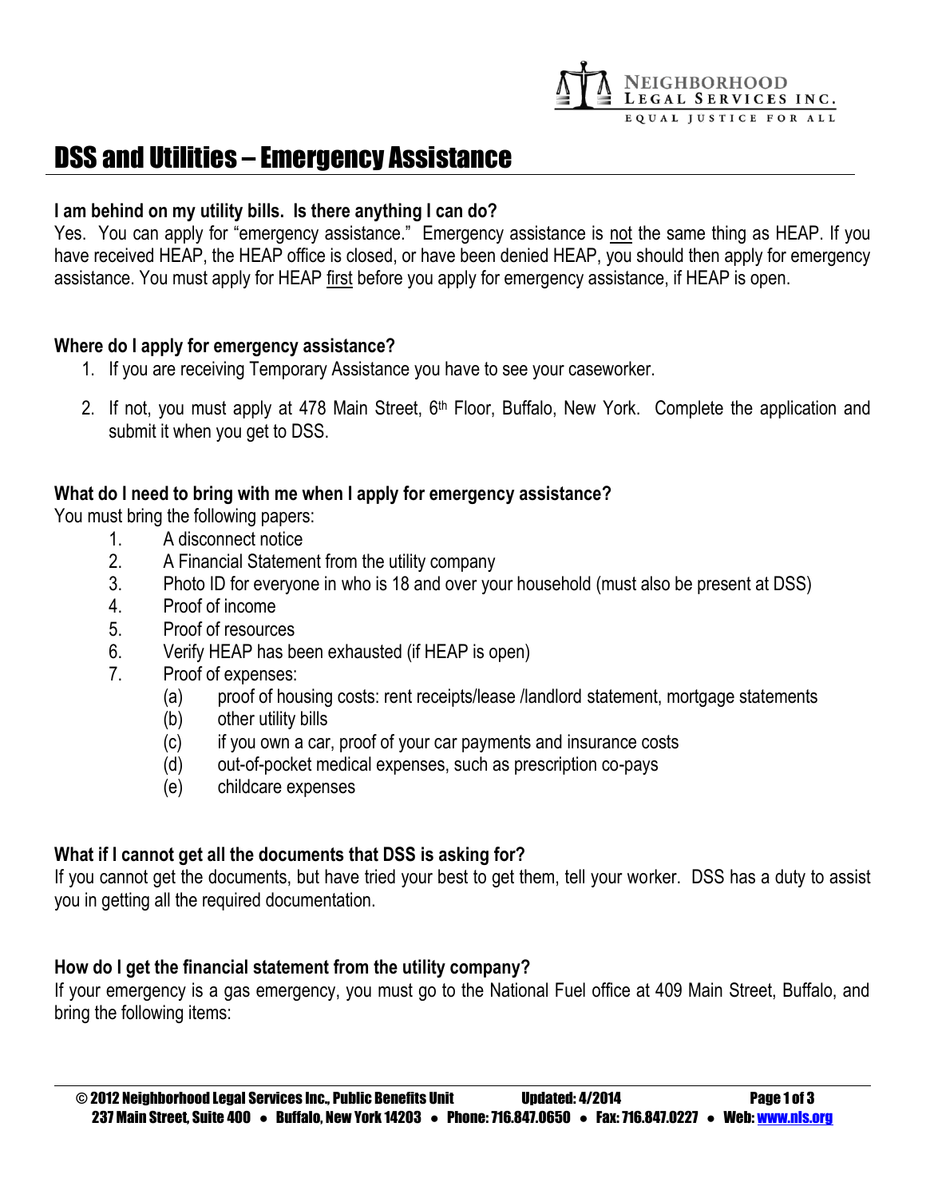# DSS and Utilities – Emergency Assistance

**I am behind on my utility bills. Is there anything I can do?**

Yes. You can apply for "emergency assistance." Emergency assistance is not the same thing as HEAP. If you have received HEAP, the HEAP office is closed, or have been denied HEAP, you should then apply for emergency assistance. You must apply for HEAP first before you apply for emergency assistance, if HEAP is open.

**Where do I apply for emergency assistance?**

1. If you are receiving Temporary Assistance you have to see your caseworker.
2. If not, you must apply at 478 Main Street, 6th Floor, Buffalo, New York. Complete the application and submit it when you get to DSS.

**What do I need to bring with me when I apply for emergency assistance?**

You must bring the following papers:

1. A disconnect notice
2. A Financial Statement from the utility company
3. Photo ID for everyone in who is 18 and over your household (must also be present at DSS)
4. Proof of income
5. Proof of resources
6. Verify HEAP has been exhausted (if HEAP is open)
7. Proof of expenses:
   (a) proof of housing costs: rent receipts/lease /landlord statement, mortgage statements
   (b) other utility bills
   (c) if you own a car, proof of your car payments and insurance costs
   (d) out-of-pocket medical expenses, such as prescription co-pays
   (e) childcare expenses

**What if I cannot get all the documents that DSS is asking for?**

If you cannot get the documents, but have tried your best to get them, tell your worker. DSS has a duty to assist you in getting all the required documentation.

**How do I get the financial statement from the utility company?**

If your emergency is a gas emergency, you must go to the National Fuel office at 409 Main Street, Buffalo, and bring the following items: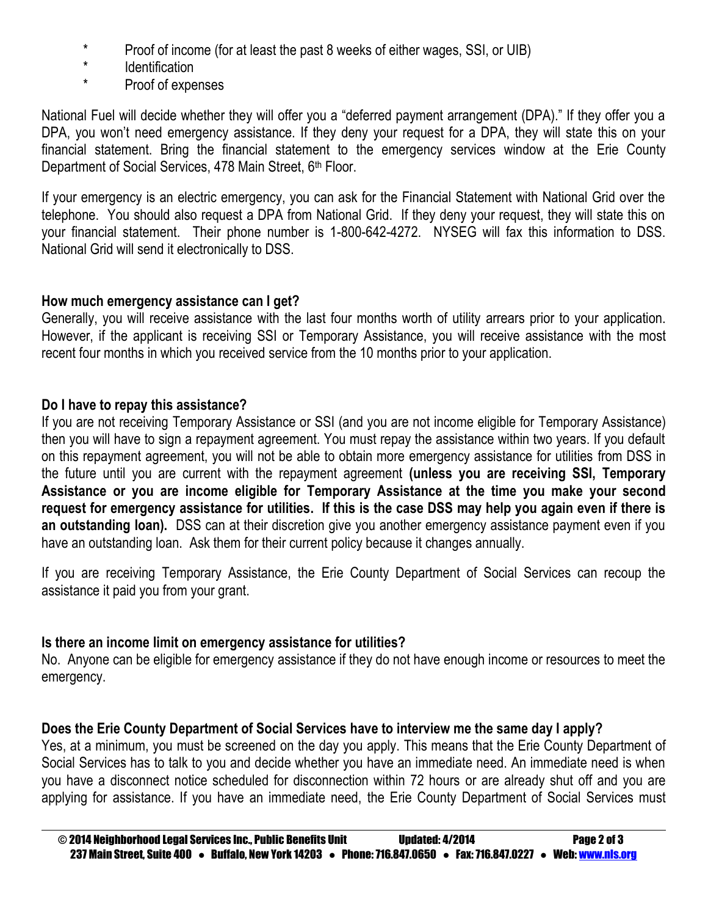* Proof of income (for at least the past 8 weeks of either wages, SSI, or UIB)
* Identification
* Proof of expenses

National Fuel will decide whether they will offer you a "deferred payment arrangement (DPA)." If they offer you a DPA, you won't need emergency assistance. If they deny your request for a DPA, they will state this on your financial statement. Bring the financial statement to the emergency services window at the Erie County Department of Social Services, 478 Main Street, 6th Floor.

If your emergency is an electric emergency, you can ask for the Financial Statement with National Grid over the telephone. You should also request a DPA from National Grid. If they deny your request, they will state this on your financial statement. Their phone number is 1-800-642-4272. NYSEG will fax this information to DSS. National Grid will send it electronically to DSS.

**How much emergency assistance can I get?**

Generally, you will receive assistance with the last four months worth of utility arrears prior to your application. However, if the applicant is receiving SSI or Temporary Assistance, you will receive assistance with the most recent four months in which you received service from the 10 months prior to your application.

**Do I have to repay this assistance?**

If you are not receiving Temporary Assistance or SSI (and you are not income eligible for Temporary Assistance) then you will have to sign a repayment agreement. You must repay the assistance within two years. If you default on this repayment agreement, you will not be able to obtain more emergency assistance for utilities from DSS in the future until you are current with the repayment agreement **(unless you are receiving SSI, Temporary Assistance or you are income eligible for Temporary Assistance at the time you make your second request for emergency assistance for utilities. If this is the case DSS may help you again even if there is an outstanding loan).** DSS can at their discretion give you another emergency assistance payment even if you have an outstanding loan. Ask them for their current policy because it changes annually.

If you are receiving Temporary Assistance, the Erie County Department of Social Services can recoup the assistance it paid you from your grant.

**Is there an income limit on emergency assistance for utilities?**

No. Anyone can be eligible for emergency assistance if they do not have enough income or resources to meet the emergency.

**Does the Erie County Department of Social Services have to interview me the same day I apply?**

Yes, at a minimum, you must be screened on the day you apply. This means that the Erie County Department of Social Services has to talk to you and decide whether you have an immediate need. An immediate need is when you have a disconnect notice scheduled for disconnection within 72 hours or are already shut off and you are applying for assistance. If you have an immediate need, the Erie County Department of Social Services must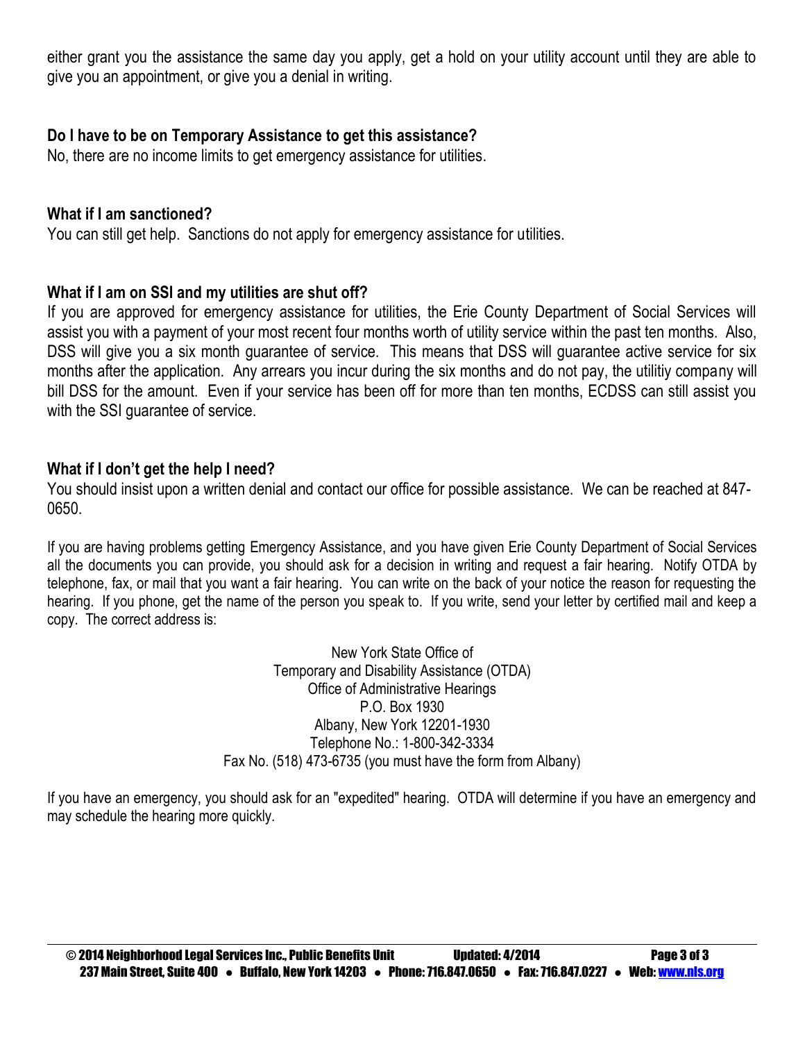either grant you the assistance the same day you apply, get a hold on your utility account until they are able to give you an appointment, or give you a denial in writing.

**Do I have to be on Temporary Assistance to get this assistance?**
No, there are no income limits to get emergency assistance for utilities.

**What if I am sanctioned?**
You can still get help. Sanctions do not apply for emergency assistance for utilities.

**What if I am on SSI and my utilities are shut off?**
If you are approved for emergency assistance for utilities, the Erie County Department of Social Services will assist you with a payment of your most recent four months worth of utility service within the past ten months. Also, DSS will give you a six month guarantee of service. This means that DSS will guarantee active service for six months after the application. Any arrears you incur during the six months and do not pay, the utilitiy company will bill DSS for the amount. Even if your service has been off for more than ten months, ECDSS can still assist you with the SSI guarantee of service.

**What if I don't get the help I need?**
You should insist upon a written denial and contact our office for possible assistance. We can be reached at 847-0650.

If you are having problems getting Emergency Assistance, and you have given Erie County Department of Social Services all the documents you can provide, you should ask for a decision in writing and request a fair hearing. Notify OTDA by telephone, fax, or mail that you want a fair hearing. You can write on the back of your notice the reason for requesting the hearing. If you phone, get the name of the person you speak to. If you write, send your letter by certified mail and keep a copy. The correct address is:

New York State Office of
Temporary and Disability Assistance (OTDA)
Office of Administrative Hearings
P.O. Box 1930
Albany, New York 12201-1930
Telephone No.: 1-800-342-3334
Fax No. (518) 473-6735 (you must have the form from Albany)

If you have an emergency, you should ask for an "expedited" hearing. OTDA will determine if you have an emergency and may schedule the hearing more quickly.